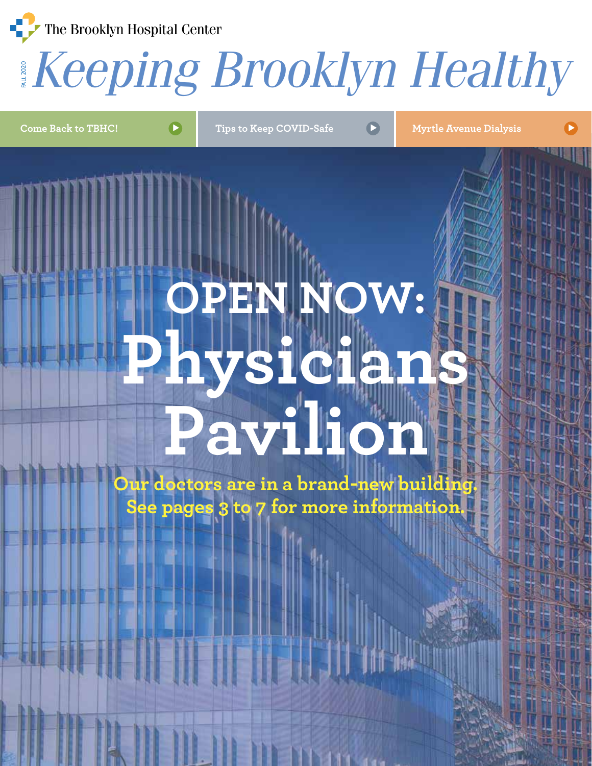The Brooklyn Hospital Center

FALL 2020

# Keeping Brooklyn Healthy

Come Back to TBHC! | Tips to Keep COVID-Safe | Myrtle Avenue Dialysis

# OPEN NOW: Physicians Pavilion

**Our doctors are in a brand-new building. See pages 3 to 7 for more information.**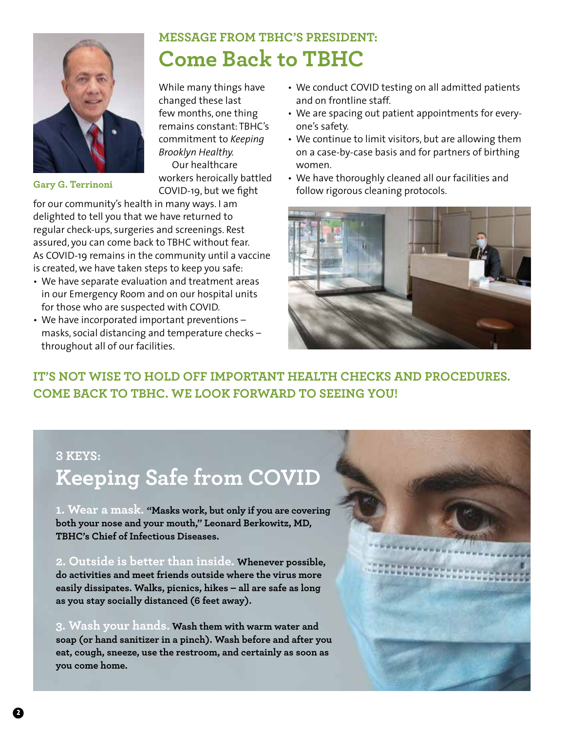Gary G. Terrinoni

MESSAGE FROM TBHC'S PRESIDENT:

# Come Back to TBHC

While many things have changed these last few months, one thing remains constant: TBHC's commitment to *Keeping Brooklyn Healthy*.

Our healthcare workers heroically battled COVID-19, but we fight for our community's health in many ways. I am delighted to tell you that we have returned to regular check-ups, surgeries and screenings. Rest assured, you can come back to TBHC without fear. As COVID-19 remains in the community until a vaccine is created, we have taken steps to keep you safe:

- We have separate evaluation and treatment areas in our Emergency Room and on our hospital units for those who are suspected with COVID.
- We have incorporated important preventions – masks, social distancing and temperature checks – throughout all of our facilities.
- We conduct COVID testing on all admitted patients and on frontline staff.
- We are spacing out patient appointments for everyone's safety.
- We continue to limit visitors, but are allowing them on a case-by-case basis and for partners of birthing women.
- We have thoroughly cleaned all our facilities and follow rigorous cleaning protocols.

**IT'S NOT WISE TO HOLD OFF IMPORTANT HEALTH CHECKS AND PROCEDURES. COME BACK TO TBHC. WE LOOK FORWARD TO SEEING YOU!**

3 KEYS:

## Keeping Safe from COVID

**1. Wear a mask.** **"Masks work, but only if you are covering both your nose and your mouth," Leonard Berkowitz, MD, TBHC's Chief of Infectious Diseases.**

**2. Outside is better than inside.** **Whenever possible, do activities and meet friends outside where the virus more easily dissipates. Walks, picnics, hikes – all are safe as long as you stay socially distanced (6 feet away).**

**3. Wash your hands.** **Wash them with warm water and soap (or hand sanitizer in a pinch). Wash before and after you eat, cough, sneeze, use the restroom, and certainly as soon as you come home.**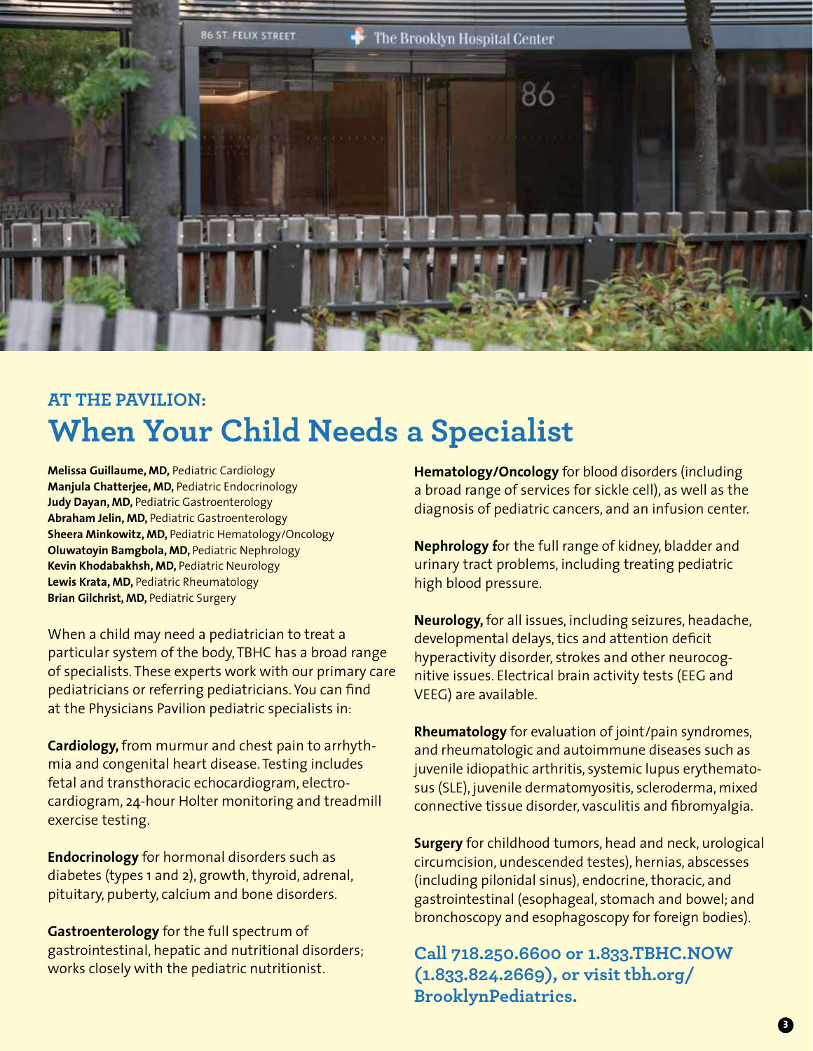### AT THE PAVILION:

# When Your Child Needs a Specialist

**Melissa Guillaume, MD,** Pediatric Cardiology
**Manjula Chatterjee, MD,** Pediatric Endocrinology
**Judy Dayan, MD,** Pediatric Gastroenterology
**Abraham Jelin, MD,** Pediatric Gastroenterology
**Sheera Minkowitz, MD,** Pediatric Hematology/Oncology
**Oluwatoyin Bamgbola, MD,** Pediatric Nephrology
**Kevin Khodabakhsh, MD,** Pediatric Neurology
**Lewis Krata, MD,** Pediatric Rheumatology
**Brian Gilchrist, MD,** Pediatric Surgery

When a child may need a pediatrician to treat a particular system of the body, TBHC has a broad range of specialists. These experts work with our primary care pediatricians or referring pediatricians. You can find at the Physicians Pavilion pediatric specialists in:

**Cardiology,** from murmur and chest pain to arrhythmia and congenital heart disease. Testing includes fetal and transthoracic echocardiogram, electrocardiogram, 24-hour Holter monitoring and treadmill exercise testing.

**Endocrinology** for hormonal disorders such as diabetes (types 1 and 2), growth, thyroid, adrenal, pituitary, puberty, calcium and bone disorders.

**Gastroenterology** for the full spectrum of gastrointestinal, hepatic and nutritional disorders; works closely with the pediatric nutritionist.

**Hematology/Oncology** for blood disorders (including a broad range of services for sickle cell), as well as the diagnosis of pediatric cancers, and an infusion center.

**Nephrology f**or the full range of kidney, bladder and urinary tract problems, including treating pediatric high blood pressure.

**Neurology,** for all issues, including seizures, headache, developmental delays, tics and attention deficit hyperactivity disorder, strokes and other neurocognitive issues. Electrical brain activity tests (EEG and VEEG) are available.

**Rheumatology** for evaluation of joint/pain syndromes, and rheumatologic and autoimmune diseases such as juvenile idiopathic arthritis, systemic lupus erythematosus (SLE), juvenile dermatomyositis, scleroderma, mixed connective tissue disorder, vasculitis and fibromyalgia.

**Surgery** for childhood tumors, head and neck, urological circumcision, undescended testes), hernias, abscesses (including pilonidal sinus), endocrine, thoracic, and gastrointestinal (esophageal, stomach and bowel; and bronchoscopy and esophagoscopy for foreign bodies).

**Call 718.250.6600 or 1.833.TBHC.NOW (1.833.824.2669), or visit tbh.org/BrooklynPediatrics.**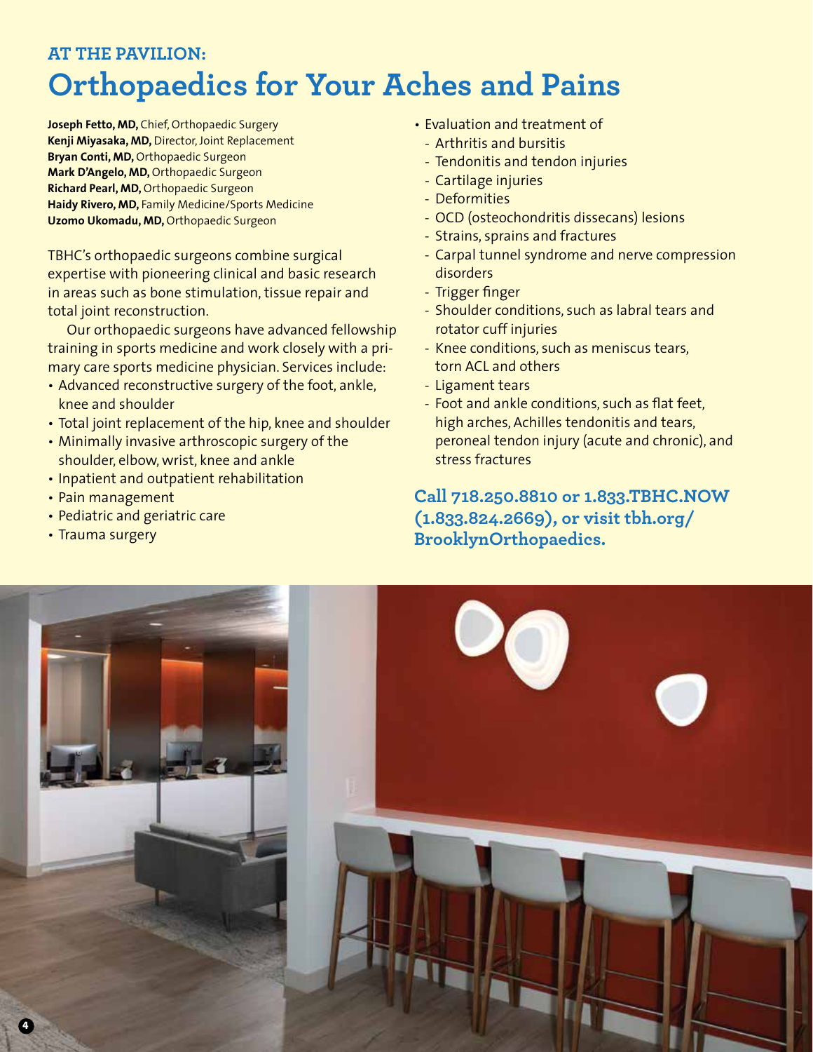### AT THE PAVILION:

# Orthopaedics for Your Aches and Pains

**Joseph Fetto, MD,** Chief, Orthopaedic Surgery
**Kenji Miyasaka, MD,** Director, Joint Replacement
**Bryan Conti, MD,** Orthopaedic Surgeon
**Mark D'Angelo, MD,** Orthopaedic Surgeon
**Richard Pearl, MD,** Orthopaedic Surgeon
**Haidy Rivero, MD,** Family Medicine/Sports Medicine
**Uzomo Ukomadu, MD,** Orthopaedic Surgeon

TBHC's orthopaedic surgeons combine surgical expertise with pioneering clinical and basic research in areas such as bone stimulation, tissue repair and total joint reconstruction.

Our orthopaedic surgeons have advanced fellowship training in sports medicine and work closely with a primary care sports medicine physician. Services include:

- Advanced reconstructive surgery of the foot, ankle, knee and shoulder
- Total joint replacement of the hip, knee and shoulder
- Minimally invasive arthroscopic surgery of the shoulder, elbow, wrist, knee and ankle
- Inpatient and outpatient rehabilitation
- Pain management
- Pediatric and geriatric care
- Trauma surgery
- Evaluation and treatment of
  - Arthritis and bursitis
  - Tendonitis and tendon injuries
  - Cartilage injuries
  - Deformities
  - OCD (osteochondritis dissecans) lesions
  - Strains, sprains and fractures
  - Carpal tunnel syndrome and nerve compression disorders
  - Trigger finger
  - Shoulder conditions, such as labral tears and rotator cuff injuries
  - Knee conditions, such as meniscus tears, torn ACL and others
  - Ligament tears
  - Foot and ankle conditions, such as flat feet, high arches, Achilles tendonitis and tears, peroneal tendon injury (acute and chronic), and stress fractures

**Call 718.250.8810 or 1.833.TBHC.NOW (1.833.824.2669), or visit tbh.org/BrooklynOrthopaedics.**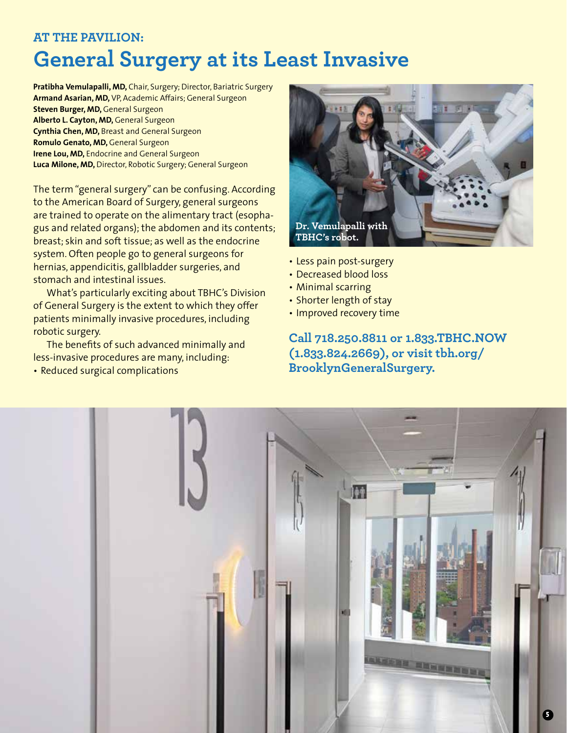## AT THE PAVILION:

# General Surgery at its Least Invasive

**Pratibha Vemulapalli, MD,** Chair, Surgery; Director, Bariatric Surgery
**Armand Asarian, MD,** VP, Academic Affairs; General Surgeon
**Steven Burger, MD,** General Surgeon
**Alberto L. Cayton, MD,** General Surgeon
**Cynthia Chen, MD,** Breast and General Surgeon
**Romulo Genato, MD,** General Surgeon
**Irene Lou, MD,** Endocrine and General Surgeon
**Luca Milone, MD,** Director, Robotic Surgery; General Surgeon

The term "general surgery" can be confusing. According to the American Board of Surgery, general surgeons are trained to operate on the alimentary tract (esophagus and related organs); the abdomen and its contents; breast; skin and soft tissue; as well as the endocrine system. Often people go to general surgeons for hernias, appendicitis, gallbladder surgeries, and stomach and intestinal issues.

What's particularly exciting about TBHC's Division of General Surgery is the extent to which they offer patients minimally invasive procedures, including robotic surgery.

The benefits of such advanced minimally and less-invasive procedures are many, including:

- Reduced surgical complications
- Less pain post-surgery
- Decreased blood loss
- Minimal scarring
- Shorter length of stay
- Improved recovery time

**Dr. Vemulapalli with TBHC's robot.**

**Call 718.250.8811 or 1.833.TBHC.NOW (1.833.824.2669), or visit tbh.org/BrooklynGeneralSurgery.**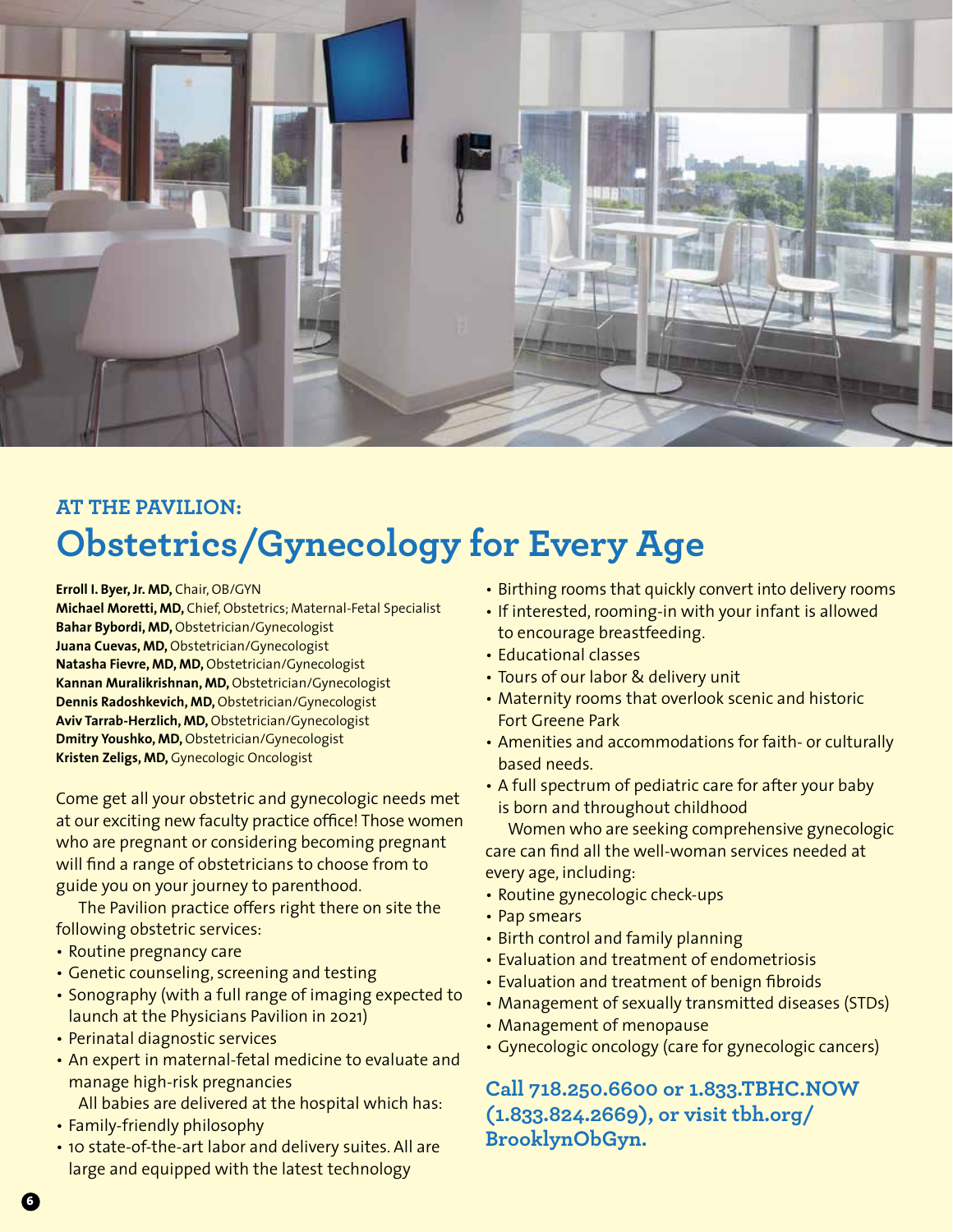**AT THE PAVILION:**

# Obstetrics/Gynecology for Every Age

**Erroll I. Byer, Jr. MD,** Chair, OB/GYN
**Michael Moretti, MD,** Chief, Obstetrics; Maternal-Fetal Specialist
**Bahar Bybordi, MD,** Obstetrician/Gynecologist
**Juana Cuevas, MD,** Obstetrician/Gynecologist
**Natasha Fievre, MD, MD,** Obstetrician/Gynecologist
**Kannan Muralikrishnan, MD,** Obstetrician/Gynecologist
**Dennis Radoshkevich, MD,** Obstetrician/Gynecologist
**Aviv Tarrab-Herzlich, MD,** Obstetrician/Gynecologist
**Dmitry Youshko, MD,** Obstetrician/Gynecologist
**Kristen Zeligs, MD,** Gynecologic Oncologist

Come get all your obstetric and gynecologic needs met at our exciting new faculty practice office! Those women who are pregnant or considering becoming pregnant will find a range of obstetricians to choose from to guide you on your journey to parenthood.

The Pavilion practice offers right there on site the following obstetric services:

- Routine pregnancy care
- Genetic counseling, screening and testing
- Sonography (with a full range of imaging expected to launch at the Physicians Pavilion in 2021)
- Perinatal diagnostic services
- An expert in maternal-fetal medicine to evaluate and manage high-risk pregnancies

All babies are delivered at the hospital which has:

- Family-friendly philosophy
- 10 state-of-the-art labor and delivery suites. All are large and equipped with the latest technology
- Birthing rooms that quickly convert into delivery rooms
- If interested, rooming-in with your infant is allowed to encourage breastfeeding.
- Educational classes
- Tours of our labor & delivery unit
- Maternity rooms that overlook scenic and historic Fort Greene Park
- Amenities and accommodations for faith- or culturally based needs.
- A full spectrum of pediatric care for after your baby is born and throughout childhood

Women who are seeking comprehensive gynecologic care can find all the well-woman services needed at every age, including:

- Routine gynecologic check-ups
- Pap smears
- Birth control and family planning
- Evaluation and treatment of endometriosis
- Evaluation and treatment of benign fibroids
- Management of sexually transmitted diseases (STDs)
- Management of menopause
- Gynecologic oncology (care for gynecologic cancers)

**Call 718.250.6600 or 1.833.TBHC.NOW (1.833.824.2669), or visit tbh.org/BrooklynObGyn.**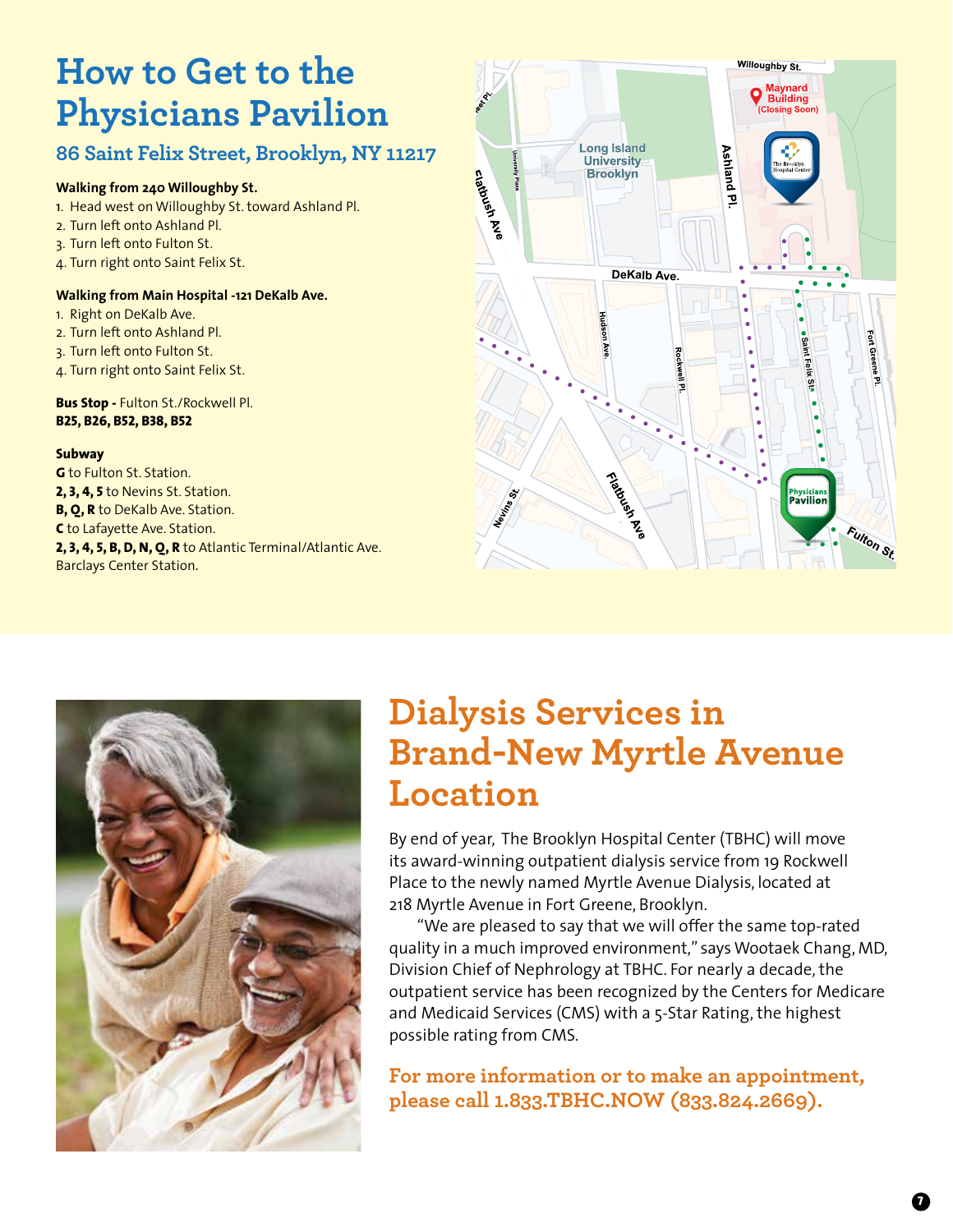# How to Get to the Physicians Pavilion

## 86 Saint Felix Street, Brooklyn, NY 11217

**Walking from 240 Willoughby St.**

1. Head west on Willoughby St. toward Ashland Pl.
2. Turn left onto Ashland Pl.
3. Turn left onto Fulton St.
4. Turn right onto Saint Felix St.

**Walking from Main Hospital -121 DeKalb Ave.**

1. Right on DeKalb Ave.
2. Turn left onto Ashland Pl.
3. Turn left onto Fulton St.
4. Turn right onto Saint Felix St.

**Bus Stop -** Fulton St./Rockwell Pl.
**B25, B26, B52, B38, B52**

**Subway**

**G** to Fulton St. Station.
**2, 3, 4, 5** to Nevins St. Station.
**B, Q, R** to DeKalb Ave. Station.
**C** to Lafayette Ave. Station.
**2, 3, 4, 5, B, D, N, Q, R** to Atlantic Terminal/Atlantic Ave. Barclays Center Station.

# Dialysis Services in Brand-New Myrtle Avenue Location

By end of year, The Brooklyn Hospital Center (TBHC) will move its award-winning outpatient dialysis service from 19 Rockwell Place to the newly named Myrtle Avenue Dialysis, located at 218 Myrtle Avenue in Fort Greene, Brooklyn.

"We are pleased to say that we will offer the same top-rated quality in a much improved environment," says Wootaek Chang, MD, Division Chief of Nephrology at TBHC. For nearly a decade, the outpatient service has been recognized by the Centers for Medicare and Medicaid Services (CMS) with a 5-Star Rating, the highest possible rating from CMS.

**For more information or to make an appointment, please call 1.833.TBHC.NOW (833.824.2669).**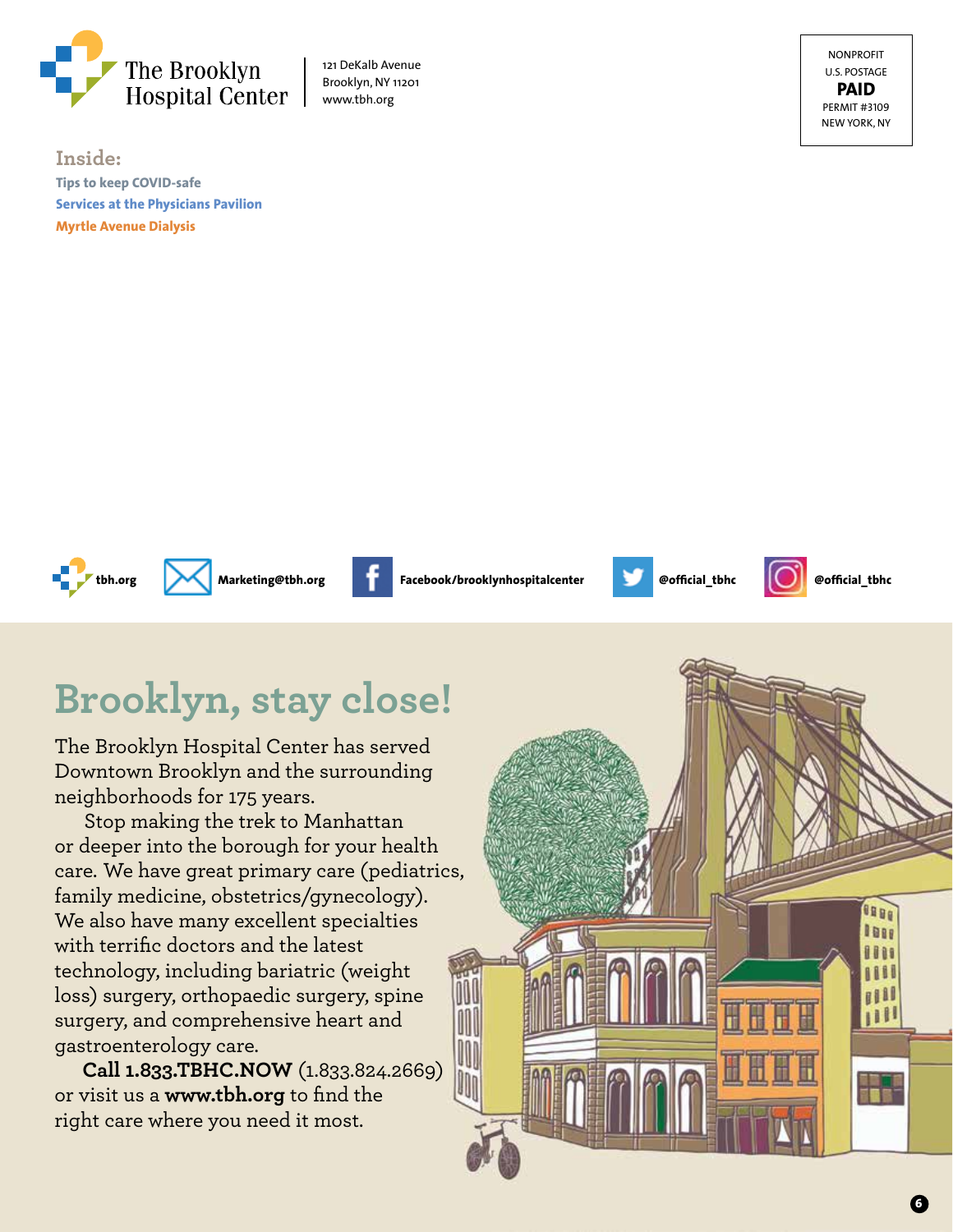The Brooklyn Hospital Center

121 DeKalb Avenue
Brooklyn, NY 11201
www.tbh.org

NONPROFIT
U.S. POSTAGE
**PAID**
PERMIT #3109
NEW YORK, NY

**Inside:**

**Tips to keep COVID-safe**
**Services at the Physicians Pavilion**
**Myrtle Avenue Dialysis**

**tbh.org** **Marketing@tbh.org** **Facebook/brooklynhospitalcenter** **@official_tbhc** **@official_tbhc**

# Brooklyn, stay close!

The Brooklyn Hospital Center has served Downtown Brooklyn and the surrounding neighborhoods for 175 years.

Stop making the trek to Manhattan or deeper into the borough for your health care. We have great primary care (pediatrics, family medicine, obstetrics/gynecology). We also have many excellent specialties with terrific doctors and the latest technology, including bariatric (weight loss) surgery, orthopaedic surgery, spine surgery, and comprehensive heart and gastroenterology care.

**Call 1.833.TBHC.NOW** (1.833.824.2669) or visit us a **www.tbh.org** to find the right care where you need it most.